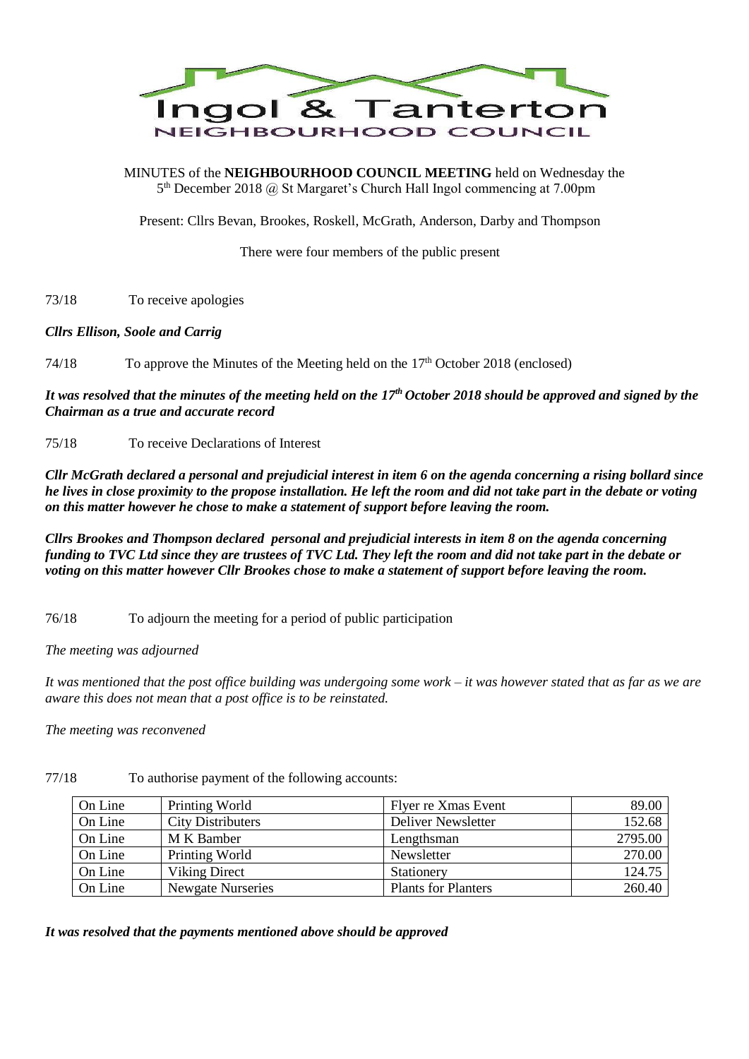# Ingol & Tanterton

## NEIGHBOURHOOD COUNCIL

MINUTES of the **NEIGHBOURHOOD COUNCIL MEETING** held on Wednesday the 5th December 2018 @ St Margaret's Church Hall Ingol commencing at 7.00pm

Present: Cllrs Bevan, Brookes, Roskell, McGrath, Anderson, Darby and Thompson

There were four members of the public present

73/18 To receive apologies

***Cllrs Ellison, Soole and Carrig***

74/18 To approve the Minutes of the Meeting held on the 17th October 2018 (enclosed)

***It was resolved that the minutes of the meeting held on the 17th October 2018 should be approved and signed by the Chairman as a true and accurate record***

75/18 To receive Declarations of Interest

***Cllr McGrath declared a personal and prejudicial interest in item 6 on the agenda concerning a rising bollard since he lives in close proximity to the propose installation. He left the room and did not take part in the debate or voting on this matter however he chose to make a statement of support before leaving the room.***

***Cllrs Brookes and Thompson declared personal and prejudicial interests in item 8 on the agenda concerning funding to TVC Ltd since they are trustees of TVC Ltd. They left the room and did not take part in the debate or voting on this matter however Cllr Brookes chose to make a statement of support before leaving the room.***

76/18 To adjourn the meeting for a period of public participation

*The meeting was adjourned*

*It was mentioned that the post office building was undergoing some work – it was however stated that as far as we are aware this does not mean that a post office is to be reinstated.*

*The meeting was reconvened*

77/18 To authorise payment of the following accounts:

| | | | |
|---|---|---|---|
| On Line | Printing World | Flyer re Xmas Event | 89.00 |
| On Line | City Distributers | Deliver Newsletter | 152.68 |
| On Line | M K Bamber | Lengthsman | 2795.00 |
| On Line | Printing World | Newsletter | 270.00 |
| On Line | Viking Direct | Stationery | 124.75 |
| On Line | Newgate Nurseries | Plants for Planters | 260.40 |

***It was resolved that the payments mentioned above should be approved***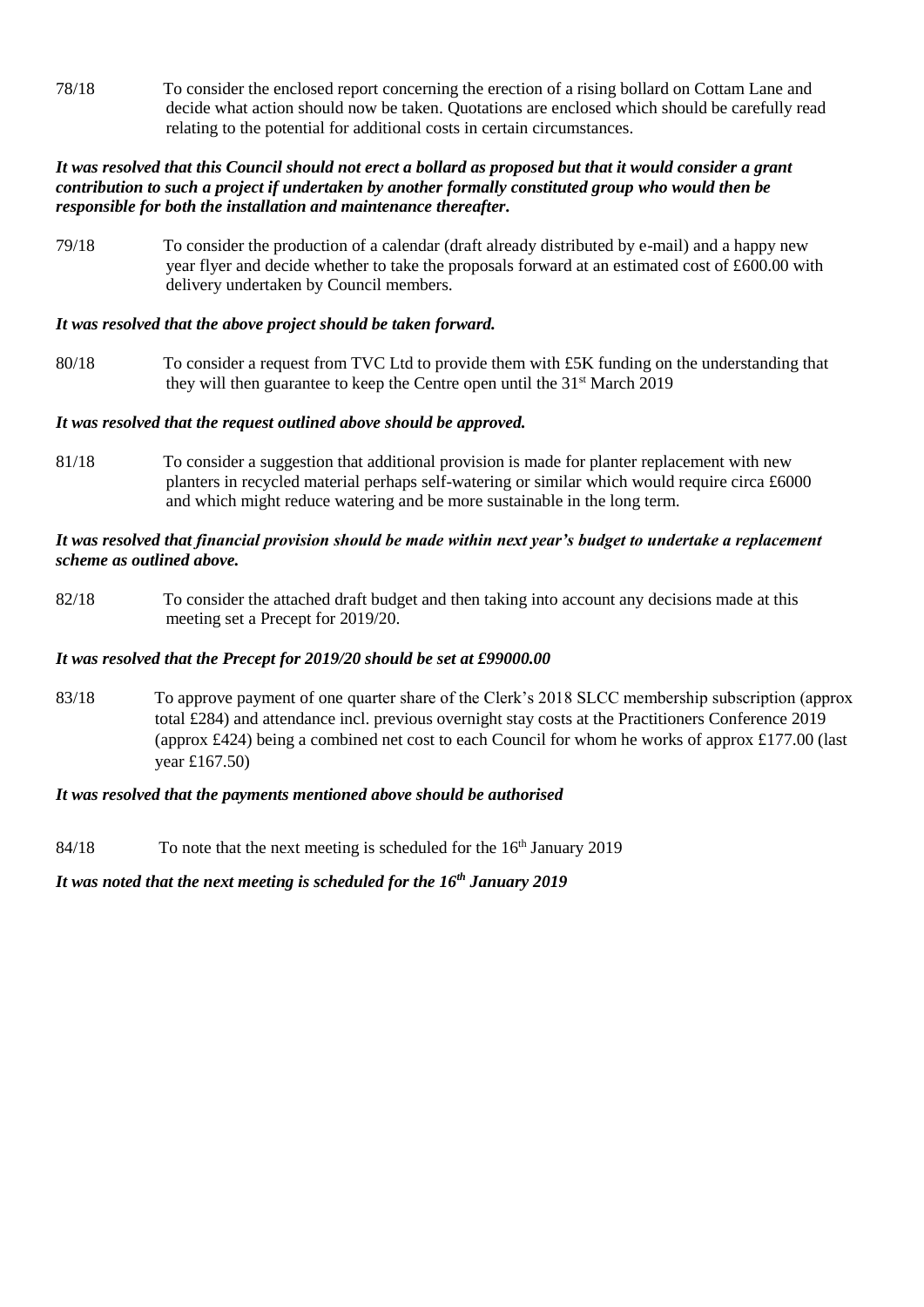78/18 To consider the enclosed report concerning the erection of a rising bollard on Cottam Lane and decide what action should now be taken. Quotations are enclosed which should be carefully read relating to the potential for additional costs in certain circumstances.

***It was resolved that this Council should not erect a bollard as proposed but that it would consider a grant contribution to such a project if undertaken by another formally constituted group who would then be responsible for both the installation and maintenance thereafter.***

79/18 To consider the production of a calendar (draft already distributed by e-mail) and a happy new year flyer and decide whether to take the proposals forward at an estimated cost of £600.00 with delivery undertaken by Council members.

***It was resolved that the above project should be taken forward.***

80/18 To consider a request from TVC Ltd to provide them with £5K funding on the understanding that they will then guarantee to keep the Centre open until the 31st March 2019

***It was resolved that the request outlined above should be approved.***

81/18 To consider a suggestion that additional provision is made for planter replacement with new planters in recycled material perhaps self-watering or similar which would require circa £6000 and which might reduce watering and be more sustainable in the long term.

***It was resolved that financial provision should be made within next year's budget to undertake a replacement scheme as outlined above.***

82/18 To consider the attached draft budget and then taking into account any decisions made at this meeting set a Precept for 2019/20.

***It was resolved that the Precept for 2019/20 should be set at £99000.00***

83/18 To approve payment of one quarter share of the Clerk's 2018 SLCC membership subscription (approx total £284) and attendance incl. previous overnight stay costs at the Practitioners Conference 2019 (approx £424) being a combined net cost to each Council for whom he works of approx £177.00 (last year £167.50)

***It was resolved that the payments mentioned above should be authorised***

84/18 To note that the next meeting is scheduled for the 16th January 2019

***It was noted that the next meeting is scheduled for the 16th January 2019***